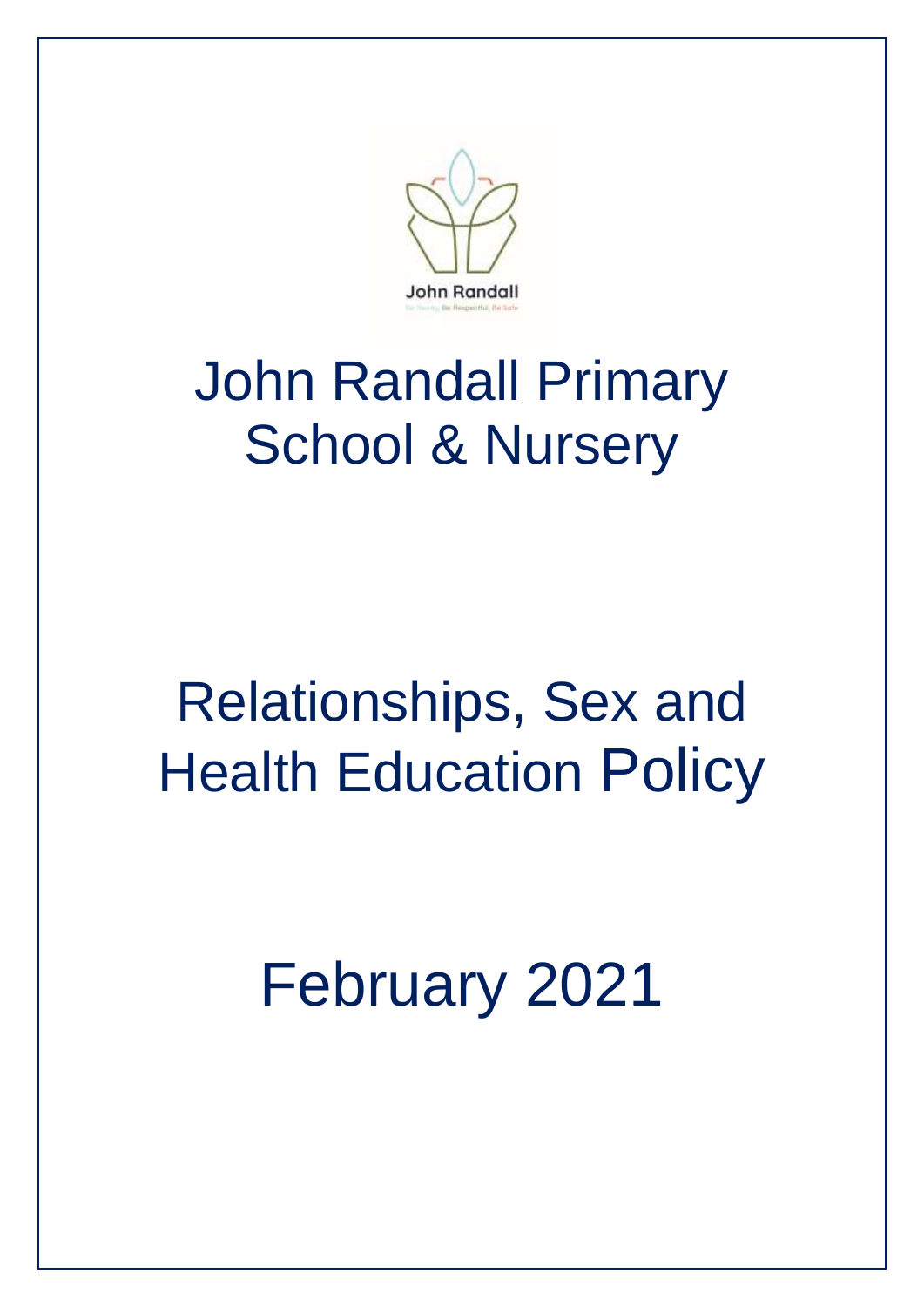# John Randall Primary School & Nursery

# Relationships, Sex and Health Education Policy

February 2021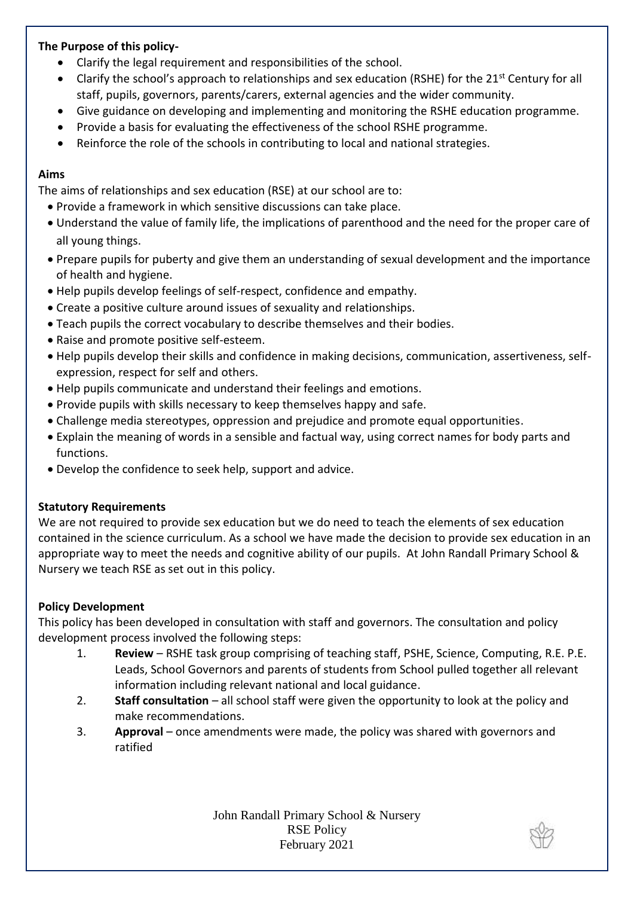**The Purpose of this policy-**

- Clarify the legal requirement and responsibilities of the school.
- Clarify the school's approach to relationships and sex education (RSHE) for the 21st Century for all staff, pupils, governors, parents/carers, external agencies and the wider community.
- Give guidance on developing and implementing and monitoring the RSHE education programme.
- Provide a basis for evaluating the effectiveness of the school RSHE programme.
- Reinforce the role of the schools in contributing to local and national strategies.

**Aims**

The aims of relationships and sex education (RSE) at our school are to:

- Provide a framework in which sensitive discussions can take place.
- Understand the value of family life, the implications of parenthood and the need for the proper care of all young things.
- Prepare pupils for puberty and give them an understanding of sexual development and the importance of health and hygiene.
- Help pupils develop feelings of self-respect, confidence and empathy.
- Create a positive culture around issues of sexuality and relationships.
- Teach pupils the correct vocabulary to describe themselves and their bodies.
- Raise and promote positive self-esteem.
- Help pupils develop their skills and confidence in making decisions, communication, assertiveness, self-expression, respect for self and others.
- Help pupils communicate and understand their feelings and emotions.
- Provide pupils with skills necessary to keep themselves happy and safe.
- Challenge media stereotypes, oppression and prejudice and promote equal opportunities.
- Explain the meaning of words in a sensible and factual way, using correct names for body parts and functions.
- Develop the confidence to seek help, support and advice.

**Statutory Requirements**

We are not required to provide sex education but we do need to teach the elements of sex education contained in the science curriculum. As a school we have made the decision to provide sex education in an appropriate way to meet the needs and cognitive ability of our pupils. At John Randall Primary School & Nursery we teach RSE as set out in this policy.

**Policy Development**

This policy has been developed in consultation with staff and governors. The consultation and policy development process involved the following steps:

1. **Review** – RSHE task group comprising of teaching staff, PSHE, Science, Computing, R.E. P.E. Leads, School Governors and parents of students from School pulled together all relevant information including relevant national and local guidance.
2. **Staff consultation** – all school staff were given the opportunity to look at the policy and make recommendations.
3. **Approval** – once amendments were made, the policy was shared with governors and ratified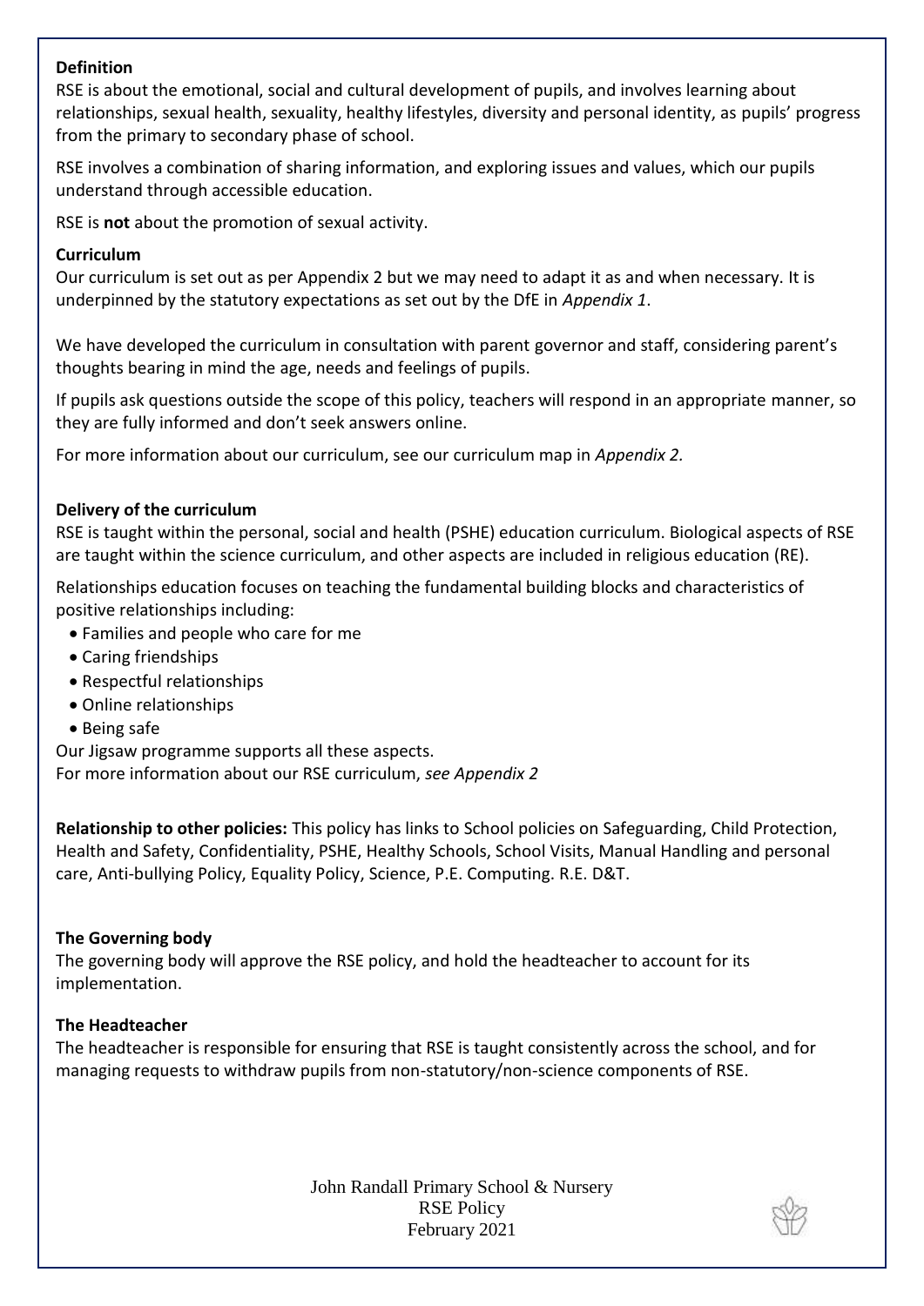**Definition**

RSE is about the emotional, social and cultural development of pupils, and involves learning about relationships, sexual health, sexuality, healthy lifestyles, diversity and personal identity, as pupils' progress from the primary to secondary phase of school.

RSE involves a combination of sharing information, and exploring issues and values, which our pupils understand through accessible education.

RSE is **not** about the promotion of sexual activity.

**Curriculum**

Our curriculum is set out as per Appendix 2 but we may need to adapt it as and when necessary. It is underpinned by the statutory expectations as set out by the DfE in *Appendix 1*.

We have developed the curriculum in consultation with parent governor and staff, considering parent's thoughts bearing in mind the age, needs and feelings of pupils.

If pupils ask questions outside the scope of this policy, teachers will respond in an appropriate manner, so they are fully informed and don't seek answers online.

For more information about our curriculum, see our curriculum map in *Appendix 2.*

**Delivery of the curriculum**

RSE is taught within the personal, social and health (PSHE) education curriculum. Biological aspects of RSE are taught within the science curriculum, and other aspects are included in religious education (RE).

Relationships education focuses on teaching the fundamental building blocks and characteristics of positive relationships including:

- Families and people who care for me
- Caring friendships
- Respectful relationships
- Online relationships
- Being safe

Our Jigsaw programme supports all these aspects.
For more information about our RSE curriculum, *see Appendix 2*

**Relationship to other policies:** This policy has links to School policies on Safeguarding, Child Protection, Health and Safety, Confidentiality, PSHE, Healthy Schools, School Visits, Manual Handling and personal care, Anti-bullying Policy, Equality Policy, Science, P.E. Computing. R.E. D&T.

**The Governing body**

The governing body will approve the RSE policy, and hold the headteacher to account for its implementation.

**The Headteacher**

The headteacher is responsible for ensuring that RSE is taught consistently across the school, and for managing requests to withdraw pupils from non-statutory/non-science components of RSE.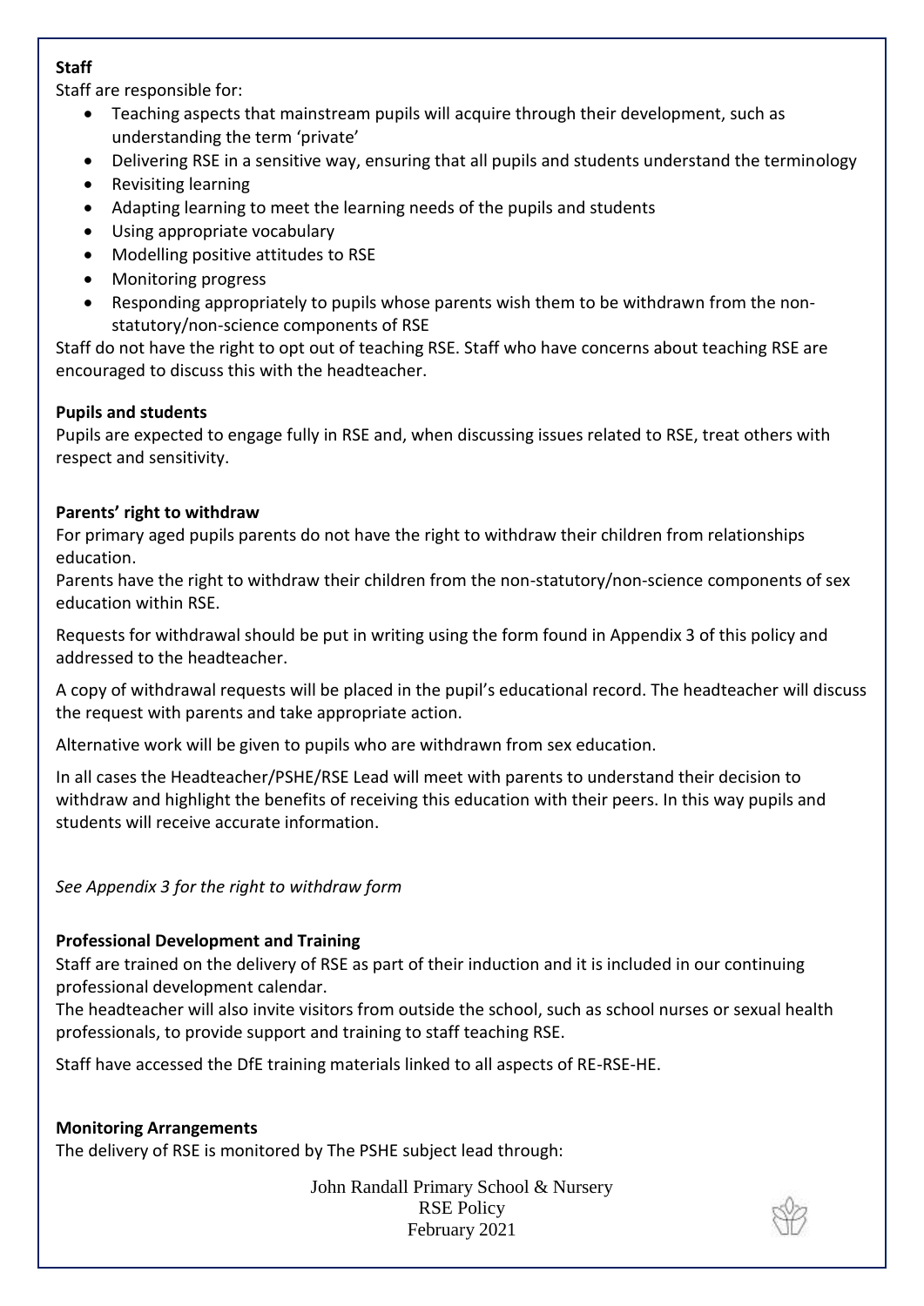**Staff**

Staff are responsible for:

- Teaching aspects that mainstream pupils will acquire through their development, such as understanding the term 'private'
- Delivering RSE in a sensitive way, ensuring that all pupils and students understand the terminology
- Revisiting learning
- Adapting learning to meet the learning needs of the pupils and students
- Using appropriate vocabulary
- Modelling positive attitudes to RSE
- Monitoring progress
- Responding appropriately to pupils whose parents wish them to be withdrawn from the non-statutory/non-science components of RSE

Staff do not have the right to opt out of teaching RSE. Staff who have concerns about teaching RSE are encouraged to discuss this with the headteacher.

**Pupils and students**

Pupils are expected to engage fully in RSE and, when discussing issues related to RSE, treat others with respect and sensitivity.

**Parents' right to withdraw**

For primary aged pupils parents do not have the right to withdraw their children from relationships education.

Parents have the right to withdraw their children from the non-statutory/non-science components of sex education within RSE.

Requests for withdrawal should be put in writing using the form found in Appendix 3 of this policy and addressed to the headteacher.

A copy of withdrawal requests will be placed in the pupil's educational record. The headteacher will discuss the request with parents and take appropriate action.

Alternative work will be given to pupils who are withdrawn from sex education.

In all cases the Headteacher/PSHE/RSE Lead will meet with parents to understand their decision to withdraw and highlight the benefits of receiving this education with their peers. In this way pupils and students will receive accurate information.

*See Appendix 3 for the right to withdraw form*

**Professional Development and Training**

Staff are trained on the delivery of RSE as part of their induction and it is included in our continuing professional development calendar.

The headteacher will also invite visitors from outside the school, such as school nurses or sexual health professionals, to provide support and training to staff teaching RSE.

Staff have accessed the DfE training materials linked to all aspects of RE-RSE-HE.

**Monitoring Arrangements**

The delivery of RSE is monitored by The PSHE subject lead through: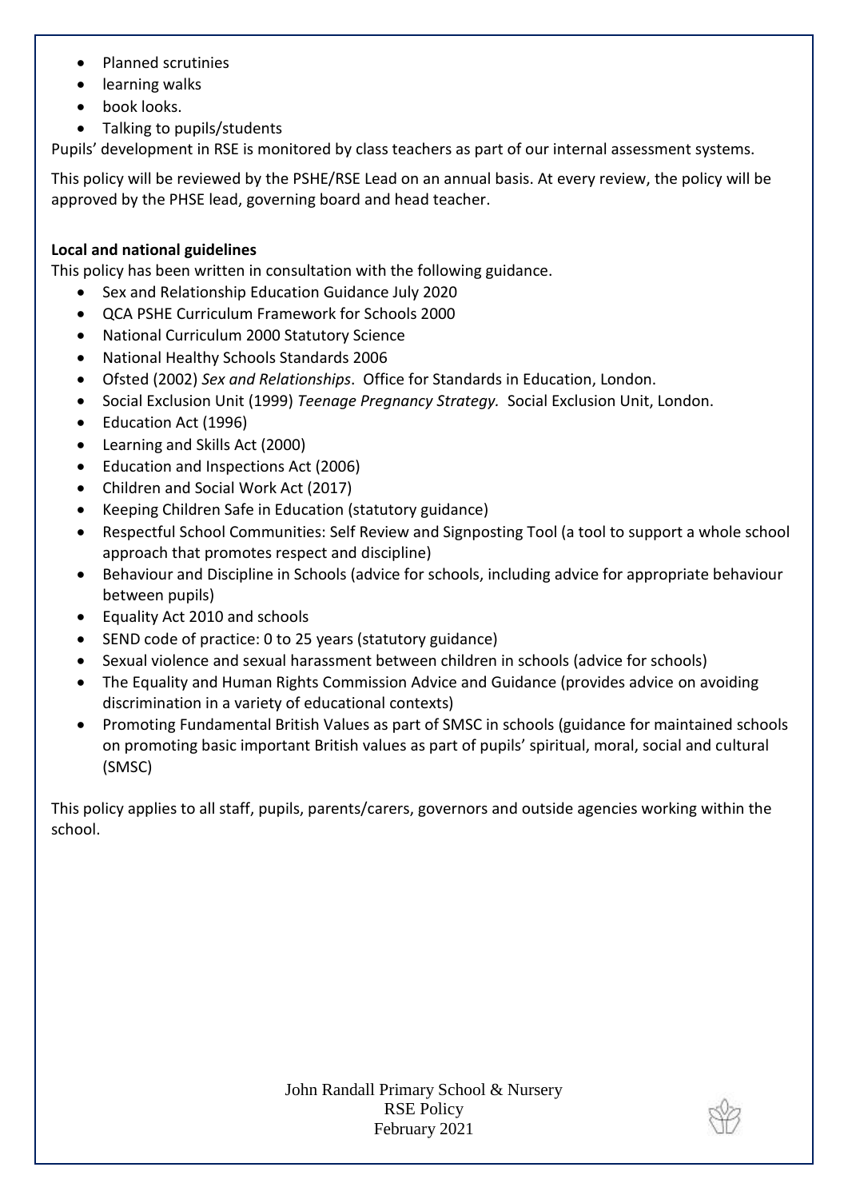- Planned scrutinies
- learning walks
- book looks.
- Talking to pupils/students

Pupils' development in RSE is monitored by class teachers as part of our internal assessment systems.

This policy will be reviewed by the PSHE/RSE Lead on an annual basis. At every review, the policy will be approved by the PHSE lead, governing board and head teacher.

**Local and national guidelines**

This policy has been written in consultation with the following guidance.

- Sex and Relationship Education Guidance July 2020
- QCA PSHE Curriculum Framework for Schools 2000
- National Curriculum 2000 Statutory Science
- National Healthy Schools Standards 2006
- Ofsted (2002) *Sex and Relationships*. Office for Standards in Education, London.
- Social Exclusion Unit (1999) *Teenage Pregnancy Strategy.* Social Exclusion Unit, London.
- Education Act (1996)
- Learning and Skills Act (2000)
- Education and Inspections Act (2006)
- Children and Social Work Act (2017)
- Keeping Children Safe in Education (statutory guidance)
- Respectful School Communities: Self Review and Signposting Tool (a tool to support a whole school approach that promotes respect and discipline)
- Behaviour and Discipline in Schools (advice for schools, including advice for appropriate behaviour between pupils)
- Equality Act 2010 and schools
- SEND code of practice: 0 to 25 years (statutory guidance)
- Sexual violence and sexual harassment between children in schools (advice for schools)
- The Equality and Human Rights Commission Advice and Guidance (provides advice on avoiding discrimination in a variety of educational contexts)
- Promoting Fundamental British Values as part of SMSC in schools (guidance for maintained schools on promoting basic important British values as part of pupils' spiritual, moral, social and cultural (SMSC)

This policy applies to all staff, pupils, parents/carers, governors and outside agencies working within the school.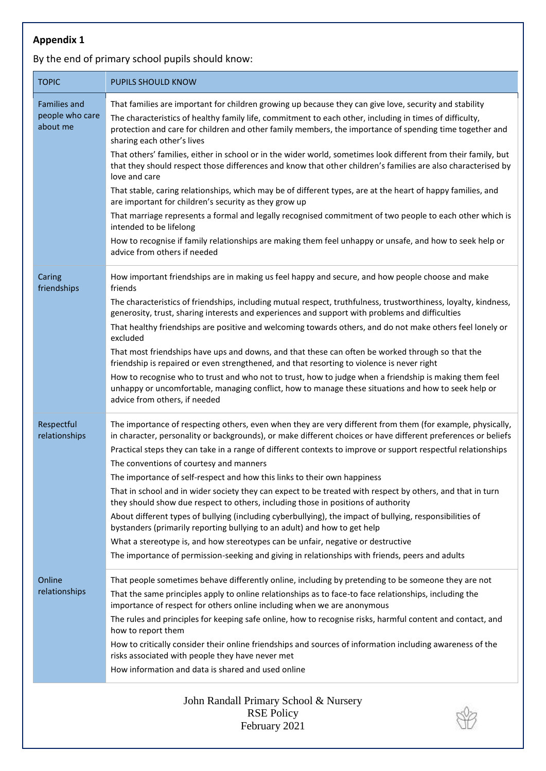**Appendix 1**

By the end of primary school pupils should know:

| TOPIC | PUPILS SHOULD KNOW |
|---|---|
| Families and people who care about me | That families are important for children growing up because they can give love, security and stability<br>The characteristics of healthy family life, commitment to each other, including in times of difficulty, protection and care for children and other family members, the importance of spending time together and sharing each other's lives<br>That others' families, either in school or in the wider world, sometimes look different from their family, but that they should respect those differences and know that other children's families are also characterised by love and care<br>That stable, caring relationships, which may be of different types, are at the heart of happy families, and are important for children's security as they grow up<br>That marriage represents a formal and legally recognised commitment of two people to each other which is intended to be lifelong<br>How to recognise if family relationships are making them feel unhappy or unsafe, and how to seek help or advice from others if needed |
| Caring friendships | How important friendships are in making us feel happy and secure, and how people choose and make friends<br>The characteristics of friendships, including mutual respect, truthfulness, trustworthiness, loyalty, kindness, generosity, trust, sharing interests and experiences and support with problems and difficulties<br>That healthy friendships are positive and welcoming towards others, and do not make others feel lonely or excluded<br>That most friendships have ups and downs, and that these can often be worked through so that the friendship is repaired or even strengthened, and that resorting to violence is never right<br>How to recognise who to trust and who not to trust, how to judge when a friendship is making them feel unhappy or uncomfortable, managing conflict, how to manage these situations and how to seek help or advice from others, if needed |
| Respectful relationships | The importance of respecting others, even when they are very different from them (for example, physically, in character, personality or backgrounds), or make different choices or have different preferences or beliefs<br>Practical steps they can take in a range of different contexts to improve or support respectful relationships<br>The conventions of courtesy and manners<br>The importance of self-respect and how this links to their own happiness<br>That in school and in wider society they can expect to be treated with respect by others, and that in turn they should show due respect to others, including those in positions of authority<br>About different types of bullying (including cyberbullying), the impact of bullying, responsibilities of bystanders (primarily reporting bullying to an adult) and how to get help<br>What a stereotype is, and how stereotypes can be unfair, negative or destructive<br>The importance of permission-seeking and giving in relationships with friends, peers and adults |
| Online relationships | That people sometimes behave differently online, including by pretending to be someone they are not<br>That the same principles apply to online relationships as to face-to face relationships, including the importance of respect for others online including when we are anonymous<br>The rules and principles for keeping safe online, how to recognise risks, harmful content and contact, and how to report them<br>How to critically consider their online friendships and sources of information including awareness of the risks associated with people they have never met<br>How information and data is shared and used online |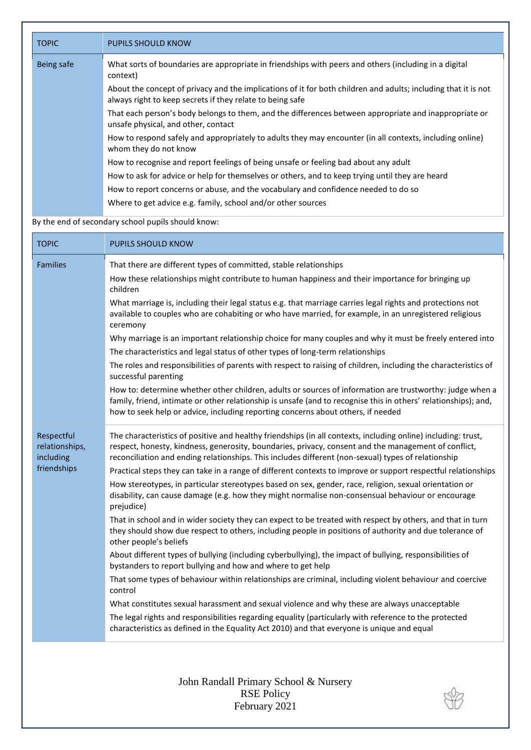| TOPIC | PUPILS SHOULD KNOW |
|---|---|
| Being safe | What sorts of boundaries are appropriate in friendships with peers and others (including in a digital context)<br>About the concept of privacy and the implications of it for both children and adults; including that it is not always right to keep secrets if they relate to being safe<br>That each person's body belongs to them, and the differences between appropriate and inappropriate or unsafe physical, and other, contact<br>How to respond safely and appropriately to adults they may encounter (in all contexts, including online) whom they do not know<br>How to recognise and report feelings of being unsafe or feeling bad about any adult<br>How to ask for advice or help for themselves or others, and to keep trying until they are heard<br>How to report concerns or abuse, and the vocabulary and confidence needed to do so<br>Where to get advice e.g. family, school and/or other sources |

By the end of secondary school pupils should know:

| TOPIC | PUPILS SHOULD KNOW |
|---|---|
| Families | That there are different types of committed, stable relationships<br>How these relationships might contribute to human happiness and their importance for bringing up children<br>What marriage is, including their legal status e.g. that marriage carries legal rights and protections not available to couples who are cohabiting or who have married, for example, in an unregistered religious ceremony<br>Why marriage is an important relationship choice for many couples and why it must be freely entered into<br>The characteristics and legal status of other types of long-term relationships<br>The roles and responsibilities of parents with respect to raising of children, including the characteristics of successful parenting<br>How to: determine whether other children, adults or sources of information are trustworthy: judge when a family, friend, intimate or other relationship is unsafe (and to recognise this in others' relationships); and, how to seek help or advice, including reporting concerns about others, if needed |
| Respectful relationships, including friendships | The characteristics of positive and healthy friendships (in all contexts, including online) including: trust, respect, honesty, kindness, generosity, boundaries, privacy, consent and the management of conflict, reconciliation and ending relationships. This includes different (non-sexual) types of relationship<br>Practical steps they can take in a range of different contexts to improve or support respectful relationships<br>How stereotypes, in particular stereotypes based on sex, gender, race, religion, sexual orientation or disability, can cause damage (e.g. how they might normalise non-consensual behaviour or encourage prejudice)<br>That in school and in wider society they can expect to be treated with respect by others, and that in turn they should show due respect to others, including people in positions of authority and due tolerance of other people's beliefs<br>About different types of bullying (including cyberbullying), the impact of bullying, responsibilities of bystanders to report bullying and how and where to get help<br>That some types of behaviour within relationships are criminal, including violent behaviour and coercive control<br>What constitutes sexual harassment and sexual violence and why these are always unacceptable<br>The legal rights and responsibilities regarding equality (particularly with reference to the protected characteristics as defined in the Equality Act 2010) and that everyone is unique and equal |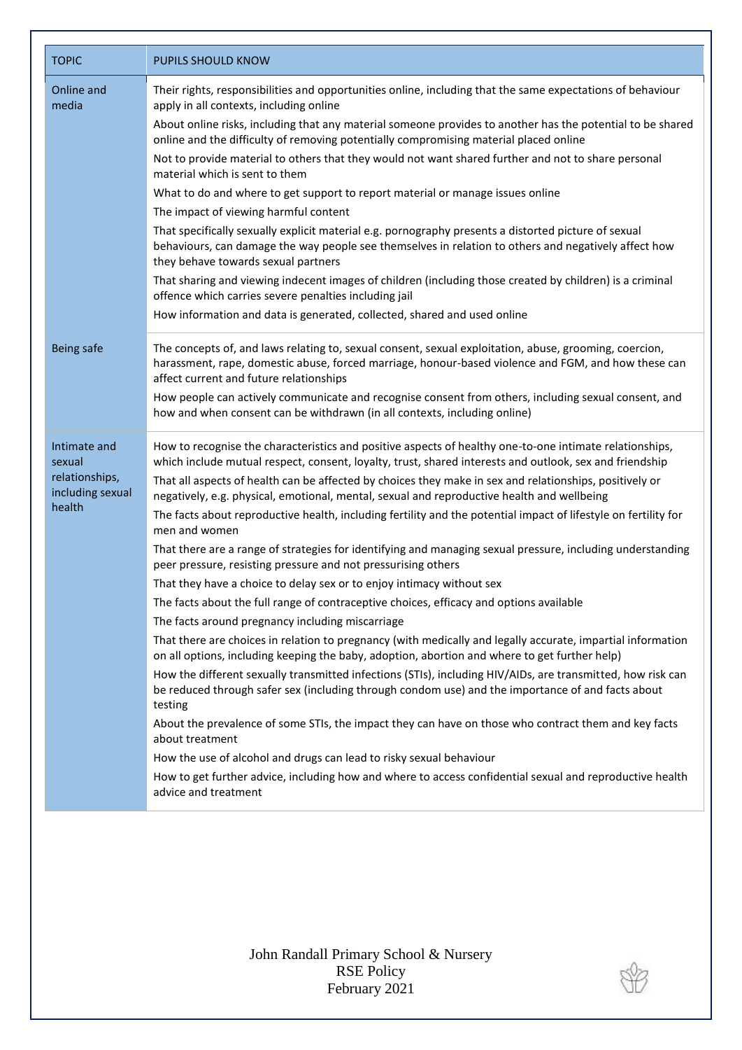| TOPIC | PUPILS SHOULD KNOW |
|---|---|
| Online and media | Their rights, responsibilities and opportunities online, including that the same expectations of behaviour apply in all contexts, including online<br>About online risks, including that any material someone provides to another has the potential to be shared online and the difficulty of removing potentially compromising material placed online<br>Not to provide material to others that they would not want shared further and not to share personal material which is sent to them<br>What to do and where to get support to report material or manage issues online<br>The impact of viewing harmful content<br>That specifically sexually explicit material e.g. pornography presents a distorted picture of sexual behaviours, can damage the way people see themselves in relation to others and negatively affect how they behave towards sexual partners<br>That sharing and viewing indecent images of children (including those created by children) is a criminal offence which carries severe penalties including jail<br>How information and data is generated, collected, shared and used online |
| Being safe | The concepts of, and laws relating to, sexual consent, sexual exploitation, abuse, grooming, coercion, harassment, rape, domestic abuse, forced marriage, honour-based violence and FGM, and how these can affect current and future relationships<br>How people can actively communicate and recognise consent from others, including sexual consent, and how and when consent can be withdrawn (in all contexts, including online) |
| Intimate and sexual relationships, including sexual health | How to recognise the characteristics and positive aspects of healthy one-to-one intimate relationships, which include mutual respect, consent, loyalty, trust, shared interests and outlook, sex and friendship<br>That all aspects of health can be affected by choices they make in sex and relationships, positively or negatively, e.g. physical, emotional, mental, sexual and reproductive health and wellbeing<br>The facts about reproductive health, including fertility and the potential impact of lifestyle on fertility for men and women<br>That there are a range of strategies for identifying and managing sexual pressure, including understanding peer pressure, resisting pressure and not pressurising others<br>That they have a choice to delay sex or to enjoy intimacy without sex<br>The facts about the full range of contraceptive choices, efficacy and options available<br>The facts around pregnancy including miscarriage<br>That there are choices in relation to pregnancy (with medically and legally accurate, impartial information on all options, including keeping the baby, adoption, abortion and where to get further help)<br>How the different sexually transmitted infections (STIs), including HIV/AIDs, are transmitted, how risk can be reduced through safer sex (including through condom use) and the importance of and facts about testing<br>About the prevalence of some STIs, the impact they can have on those who contract them and key facts about treatment<br>How the use of alcohol and drugs can lead to risky sexual behaviour<br>How to get further advice, including how and where to access confidential sexual and reproductive health advice and treatment |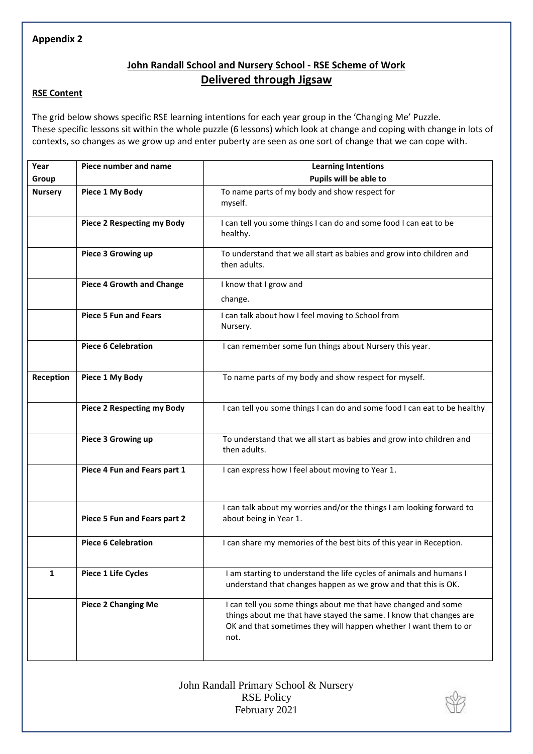**Appendix 2**

## John Randall School and Nursery School - RSE Scheme of Work

## Delivered through Jigsaw

**RSE Content**

The grid below shows specific RSE learning intentions for each year group in the 'Changing Me' Puzzle. These specific lessons sit within the whole puzzle (6 lessons) which look at change and coping with change in lots of contexts, so changes as we grow up and enter puberty are seen as one sort of change that we can cope with.

| Year Group | Piece number and name | Learning Intentions<br>Pupils will be able to |
|---|---|---|
| **Nursery** | **Piece 1 My Body** | To name parts of my body and show respect for myself. |
| | **Piece 2 Respecting my Body** | I can tell you some things I can do and some food I can eat to be healthy. |
| | **Piece 3 Growing up** | To understand that we all start as babies and grow into children and then adults. |
| | **Piece 4 Growth and Change** | I know that I grow and change. |
| | **Piece 5 Fun and Fears** | I can talk about how I feel moving to School from Nursery. |
| | **Piece 6 Celebration** | I can remember some fun things about Nursery this year. |
| **Reception** | **Piece 1 My Body** | To name parts of my body and show respect for myself. |
| | **Piece 2 Respecting my Body** | I can tell you some things I can do and some food I can eat to be healthy |
| | **Piece 3 Growing up** | To understand that we all start as babies and grow into children and then adults. |
| | **Piece 4 Fun and Fears part 1** | I can express how I feel about moving to Year 1. |
| | **Piece 5 Fun and Fears part 2** | I can talk about my worries and/or the things I am looking forward to about being in Year 1. |
| | **Piece 6 Celebration** | I can share my memories of the best bits of this year in Reception. |
| **1** | **Piece 1 Life Cycles** | I am starting to understand the life cycles of animals and humans I understand that changes happen as we grow and that this is OK. |
| | **Piece 2 Changing Me** | I can tell you some things about me that have changed and some things about me that have stayed the same. I know that changes are OK and that sometimes they will happen whether I want them to or not. |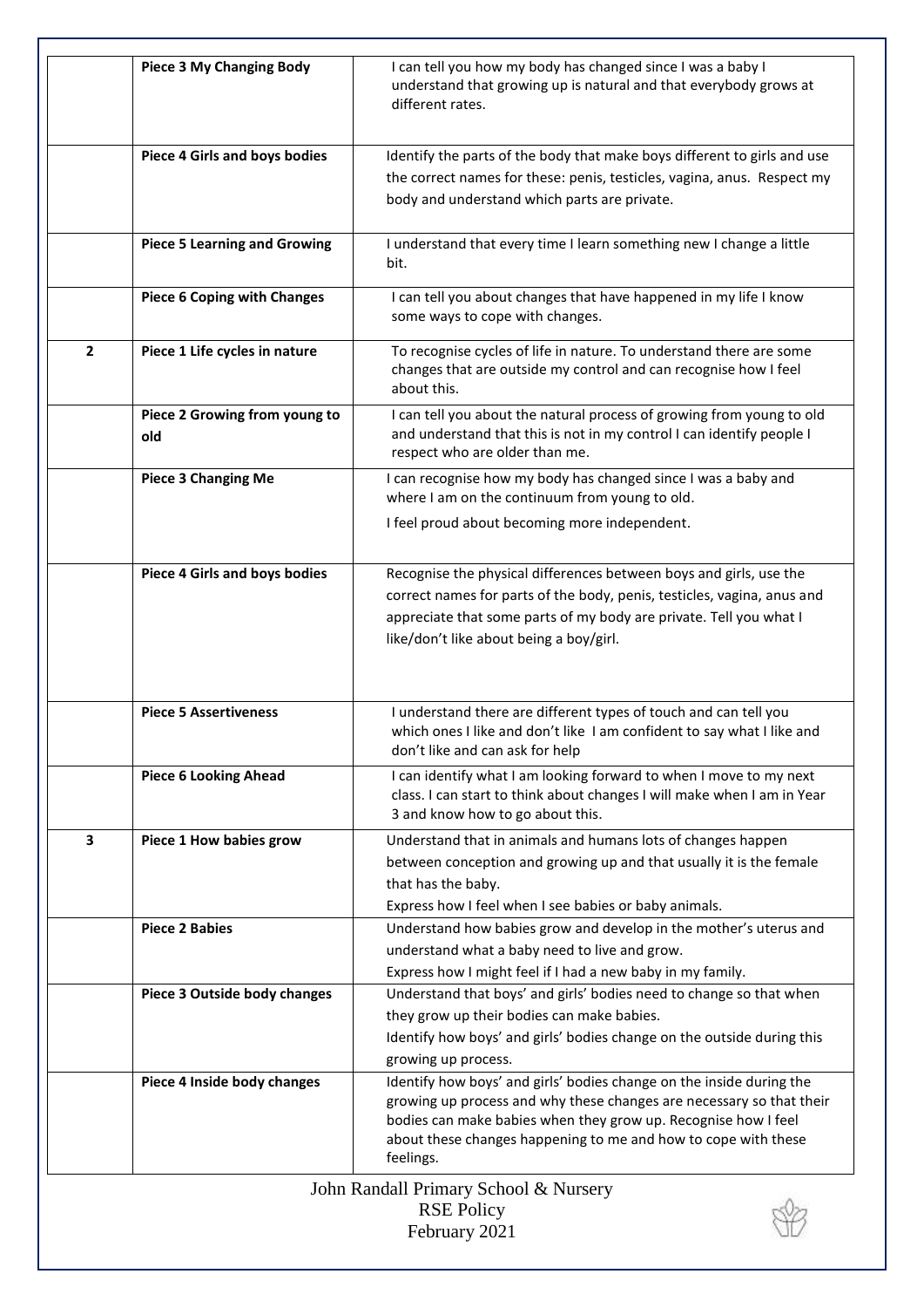| | | |
|---|---|---|
| | **Piece 3 My Changing Body** | I can tell you how my body has changed since I was a baby I understand that growing up is natural and that everybody grows at different rates. |
| | **Piece 4 Girls and boys bodies** | Identify the parts of the body that make boys different to girls and use the correct names for these: penis, testicles, vagina, anus. Respect my body and understand which parts are private. |
| | **Piece 5 Learning and Growing** | I understand that every time I learn something new I change a little bit. |
| | **Piece 6 Coping with Changes** | I can tell you about changes that have happened in my life I know some ways to cope with changes. |
| **2** | **Piece 1 Life cycles in nature** | To recognise cycles of life in nature. To understand there are some changes that are outside my control and can recognise how I feel about this. |
| | **Piece 2 Growing from young to old** | I can tell you about the natural process of growing from young to old and understand that this is not in my control I can identify people I respect who are older than me. |
| | **Piece 3 Changing Me** | I can recognise how my body has changed since I was a baby and where I am on the continuum from young to old.<br>I feel proud about becoming more independent. |
| | **Piece 4 Girls and boys bodies** | Recognise the physical differences between boys and girls, use the correct names for parts of the body, penis, testicles, vagina, anus and appreciate that some parts of my body are private. Tell you what I like/don't like about being a boy/girl. |
| | **Piece 5 Assertiveness** | I understand there are different types of touch and can tell you which ones I like and don't like I am confident to say what I like and don't like and can ask for help |
| | **Piece 6 Looking Ahead** | I can identify what I am looking forward to when I move to my next class. I can start to think about changes I will make when I am in Year 3 and know how to go about this. |
| **3** | **Piece 1 How babies grow** | Understand that in animals and humans lots of changes happen between conception and growing up and that usually it is the female that has the baby.<br>Express how I feel when I see babies or baby animals. |
| | **Piece 2 Babies** | Understand how babies grow and develop in the mother's uterus and understand what a baby need to live and grow.<br>Express how I might feel if I had a new baby in my family. |
| | **Piece 3 Outside body changes** | Understand that boys' and girls' bodies need to change so that when they grow up their bodies can make babies.<br>Identify how boys' and girls' bodies change on the outside during this growing up process. |
| | **Piece 4 Inside body changes** | Identify how boys' and girls' bodies change on the inside during the growing up process and why these changes are necessary so that their bodies can make babies when they grow up. Recognise how I feel about these changes happening to me and how to cope with these feelings. |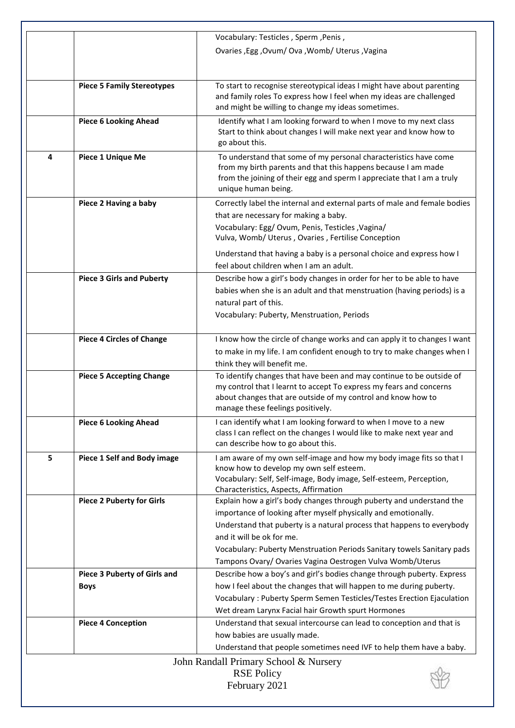| | | |
|---|---|---|
| | | Vocabulary: Testicles , Sperm ,Penis ,<br>Ovaries ,Egg ,Ovum/ Ova ,Womb/ Uterus ,Vagina |
| | **Piece 5 Family Stereotypes** | To start to recognise stereotypical ideas I might have about parenting and family roles To express how I feel when my ideas are challenged and might be willing to change my ideas sometimes. |
| | **Piece 6 Looking Ahead** | Identify what I am looking forward to when I move to my next class Start to think about changes I will make next year and know how to go about this. |
| **4** | **Piece 1 Unique Me** | To understand that some of my personal characteristics have come from my birth parents and that this happens because I am made from the joining of their egg and sperm I appreciate that I am a truly unique human being. |
| | **Piece 2 Having a baby** | Correctly label the internal and external parts of male and female bodies that are necessary for making a baby.<br>Vocabulary: Egg/ Ovum, Penis, Testicles ,Vagina/ Vulva, Womb/ Uterus , Ovaries , Fertilise Conception<br>Understand that having a baby is a personal choice and express how I feel about children when I am an adult. |
| | **Piece 3 Girls and Puberty** | Describe how a girl's body changes in order for her to be able to have babies when she is an adult and that menstruation (having periods) is a natural part of this.<br>Vocabulary: Puberty, Menstruation, Periods |
| | **Piece 4 Circles of Change** | I know how the circle of change works and can apply it to changes I want to make in my life. I am confident enough to try to make changes when I think they will benefit me. |
| | **Piece 5 Accepting Change** | To identify changes that have been and may continue to be outside of my control that I learnt to accept To express my fears and concerns about changes that are outside of my control and know how to manage these feelings positively. |
| | **Piece 6 Looking Ahead** | I can identify what I am looking forward to when I move to a new class I can reflect on the changes I would like to make next year and can describe how to go about this. |
| **5** | **Piece 1 Self and Body image** | I am aware of my own self-image and how my body image fits so that I know how to develop my own self esteem.<br>Vocabulary: Self, Self-image, Body image, Self-esteem, Perception, Characteristics, Aspects, Affirmation |
| | **Piece 2 Puberty for Girls** | Explain how a girl's body changes through puberty and understand the importance of looking after myself physically and emotionally.<br>Understand that puberty is a natural process that happens to everybody and it will be ok for me.<br>Vocabulary: Puberty Menstruation Periods Sanitary towels Sanitary pads Tampons Ovary/ Ovaries Vagina Oestrogen Vulva Womb/Uterus |
| | **Piece 3 Puberty of Girls and Boys** | Describe how a boy's and girl's bodies change through puberty. Express how I feel about the changes that will happen to me during puberty.<br>Vocabulary : Puberty Sperm Semen Testicles/Testes Erection Ejaculation Wet dream Larynx Facial hair Growth spurt Hormones |
| | **Piece 4 Conception** | Understand that sexual intercourse can lead to conception and that is how babies are usually made.<br>Understand that people sometimes need IVF to help them have a baby. |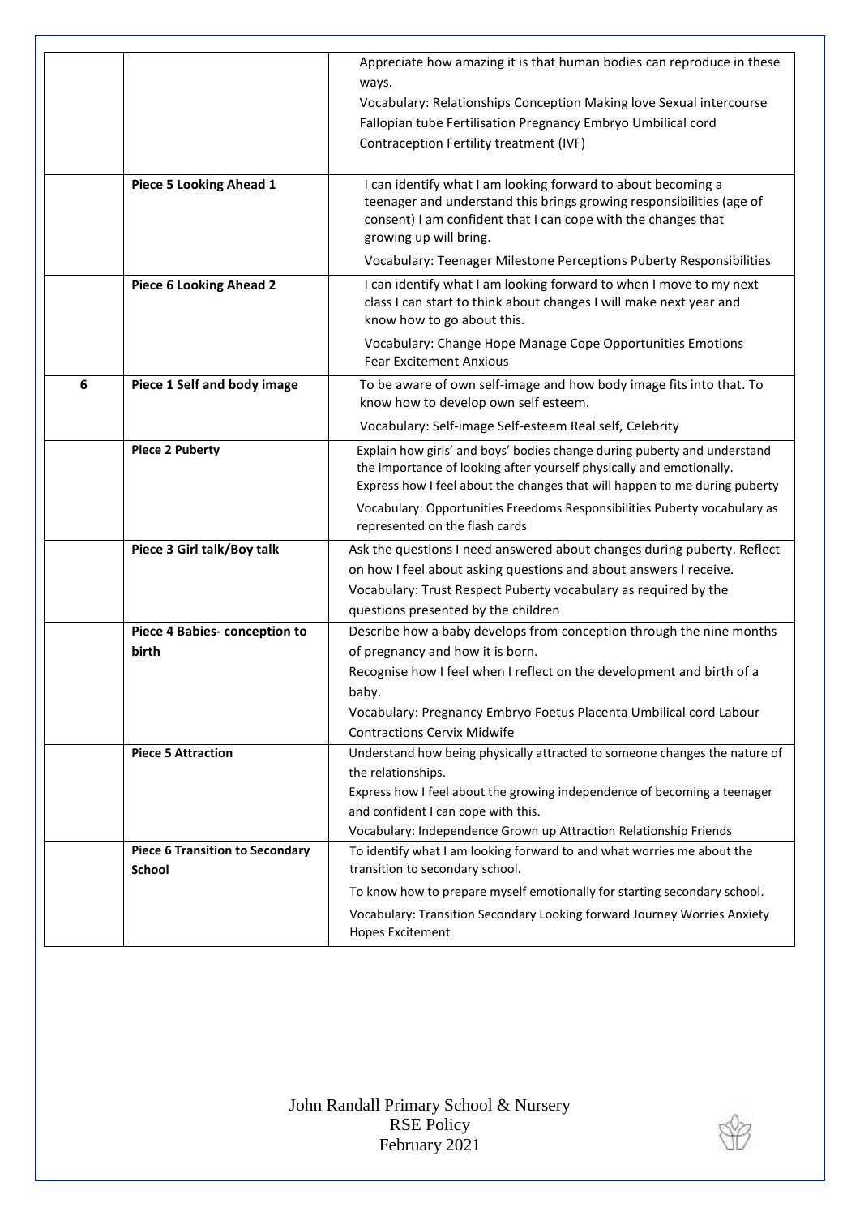|  |  |  |
|---|---|---|
|  |  | Appreciate how amazing it is that human bodies can reproduce in these ways.<br>Vocabulary: Relationships Conception Making love Sexual intercourse Fallopian tube Fertilisation Pregnancy Embryo Umbilical cord Contraception Fertility treatment (IVF) |
|  | **Piece 5 Looking Ahead 1** | I can identify what I am looking forward to about becoming a teenager and understand this brings growing responsibilities (age of consent) I am confident that I can cope with the changes that growing up will bring.<br>Vocabulary: Teenager Milestone Perceptions Puberty Responsibilities |
|  | **Piece 6 Looking Ahead 2** | I can identify what I am looking forward to when I move to my next class I can start to think about changes I will make next year and know how to go about this.<br>Vocabulary: Change Hope Manage Cope Opportunities Emotions Fear Excitement Anxious |
| 6 | **Piece 1 Self and body image** | To be aware of own self-image and how body image fits into that. To know how to develop own self esteem.<br>Vocabulary: Self-image Self-esteem Real self, Celebrity |
|  | **Piece 2 Puberty** | Explain how girls' and boys' bodies change during puberty and understand the importance of looking after yourself physically and emotionally. Express how I feel about the changes that will happen to me during puberty<br>Vocabulary: Opportunities Freedoms Responsibilities Puberty vocabulary as represented on the flash cards |
|  | **Piece 3 Girl talk/Boy talk** | Ask the questions I need answered about changes during puberty. Reflect on how I feel about asking questions and about answers I receive.<br>Vocabulary: Trust Respect Puberty vocabulary as required by the questions presented by the children |
|  | **Piece 4 Babies- conception to birth** | Describe how a baby develops from conception through the nine months of pregnancy and how it is born.<br>Recognise how I feel when I reflect on the development and birth of a baby.<br>Vocabulary: Pregnancy Embryo Foetus Placenta Umbilical cord Labour Contractions Cervix Midwife |
|  | **Piece 5 Attraction** | Understand how being physically attracted to someone changes the nature of the relationships.<br>Express how I feel about the growing independence of becoming a teenager and confident I can cope with this.<br>Vocabulary: Independence Grown up Attraction Relationship Friends |
|  | **Piece 6 Transition to Secondary School** | To identify what I am looking forward to and what worries me about the transition to secondary school.<br>To know how to prepare myself emotionally for starting secondary school.<br>Vocabulary: Transition Secondary Looking forward Journey Worries Anxiety Hopes Excitement |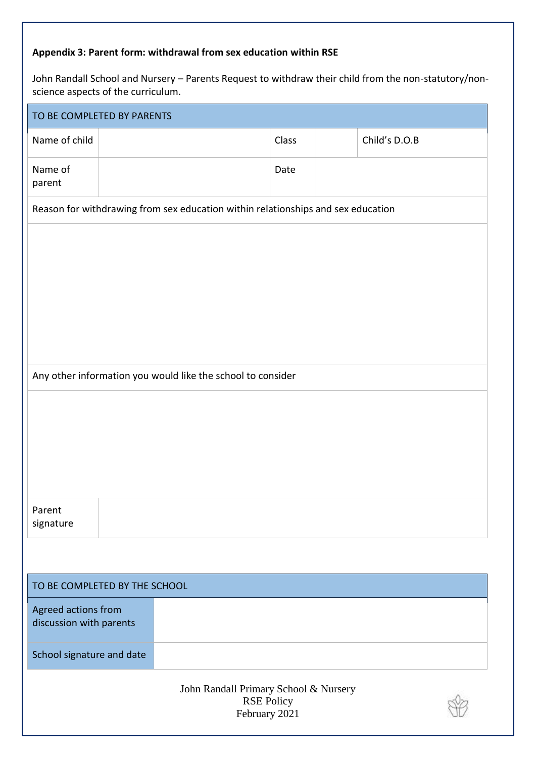**Appendix 3: Parent form: withdrawal from sex education within RSE**

John Randall School and Nursery – Parents Request to withdraw their child from the non-statutory/non-science aspects of the curriculum.

| TO BE COMPLETED BY PARENTS | | | | |
|---|---|---|---|---|
| Name of child | | Class | | Child's D.O.B |
| Name of parent | | Date | | |
| Reason for withdrawing from sex education within relationships and sex education | | | | |
| | | | | |
| Any other information you would like the school to consider | | | | |
| | | | | |
| Parent signature | | | | |

| TO BE COMPLETED BY THE SCHOOL | |
|---|---|
| Agreed actions from discussion with parents | |
| School signature and date | |